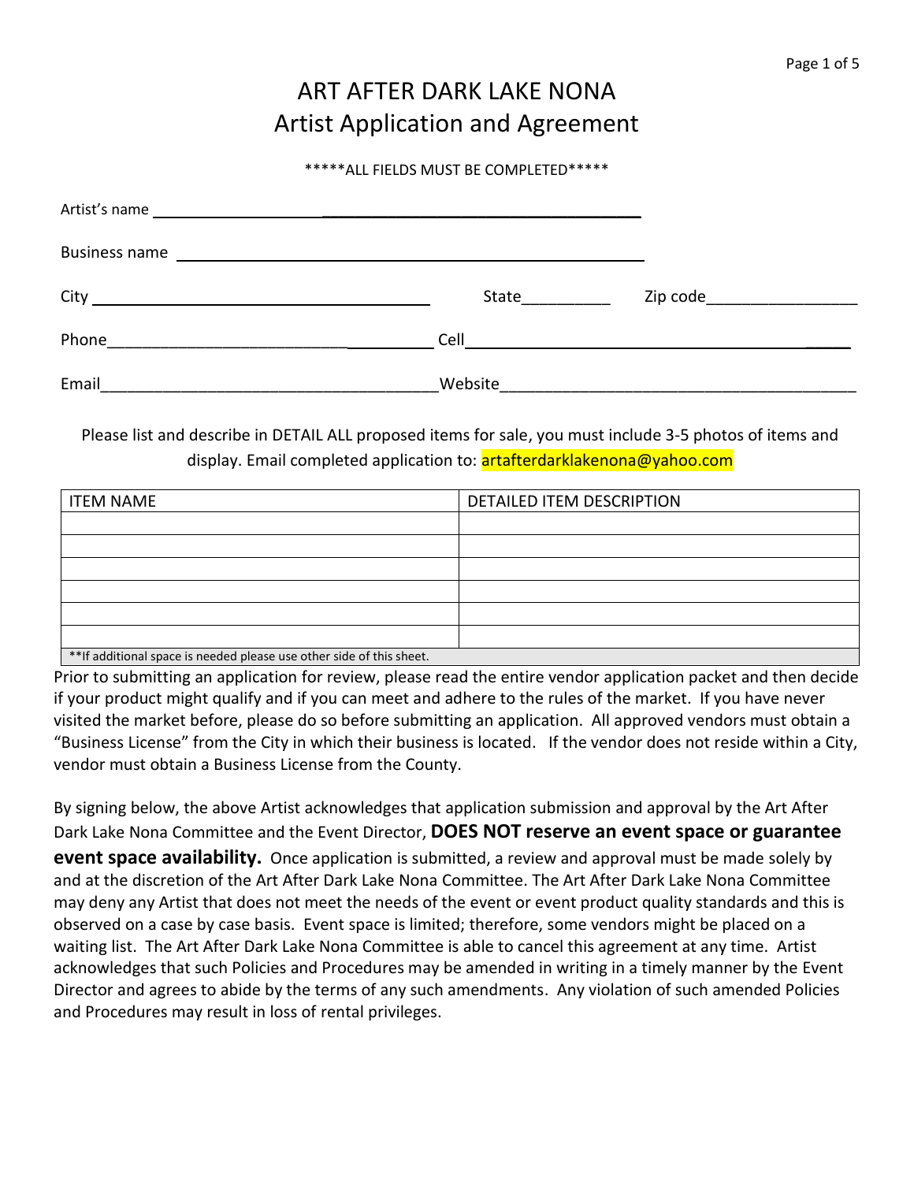# ART AFTER DARK LAKE NONA
## Artist Application and Agreement

*****ALL FIELDS MUST BE COMPLETED*****

Artist's name ______________________________________________

Business name ______________________________________________

City ______________________________ State__________ Zip code_________________

Phone____________________________________ Cell______________________________________

Email______________________________________ Website________________________________________

Please list and describe in DETAIL ALL proposed items for sale, you must include 3-5 photos of items and display. Email completed application to: artafterdarklakenona@yahoo.com

| ITEM NAME | DETAILED ITEM DESCRIPTION |
|---|---|
| | |
| | |
| | |
| | |
| | |
| | |
| **If additional space is needed please use other side of this sheet. | |

Prior to submitting an application for review, please read the entire vendor application packet and then decide if your product might qualify and if you can meet and adhere to the rules of the market. If you have never visited the market before, please do so before submitting an application. All approved vendors must obtain a "Business License" from the City in which their business is located. If the vendor does not reside within a City, vendor must obtain a Business License from the County.

By signing below, the above Artist acknowledges that application submission and approval by the Art After Dark Lake Nona Committee and the Event Director, **DOES NOT reserve an event space or guarantee event space availability.** Once application is submitted, a review and approval must be made solely by and at the discretion of the Art After Dark Lake Nona Committee. The Art After Dark Lake Nona Committee may deny any Artist that does not meet the needs of the event or event product quality standards and this is observed on a case by case basis. Event space is limited; therefore, some vendors might be placed on a waiting list. The Art After Dark Lake Nona Committee is able to cancel this agreement at any time. Artist acknowledges that such Policies and Procedures may be amended in writing in a timely manner by the Event Director and agrees to abide by the terms of any such amendments. Any violation of such amended Policies and Procedures may result in loss of rental privileges.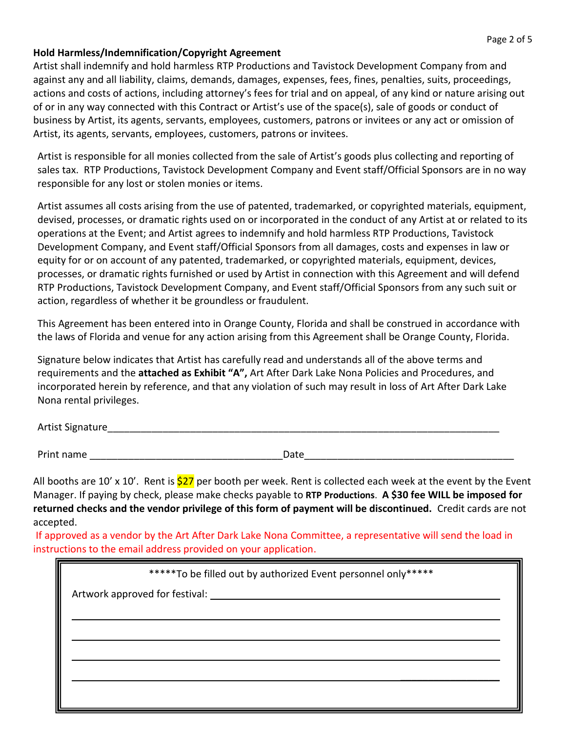**Hold Harmless/Indemnification/Copyright Agreement**

Artist shall indemnify and hold harmless RTP Productions and Tavistock Development Company from and against any and all liability, claims, demands, damages, expenses, fees, fines, penalties, suits, proceedings, actions and costs of actions, including attorney's fees for trial and on appeal, of any kind or nature arising out of or in any way connected with this Contract or Artist's use of the space(s), sale of goods or conduct of business by Artist, its agents, servants, employees, customers, patrons or invitees or any act or omission of Artist, its agents, servants, employees, customers, patrons or invitees.

Artist is responsible for all monies collected from the sale of Artist's goods plus collecting and reporting of sales tax. RTP Productions, Tavistock Development Company and Event staff/Official Sponsors are in no way responsible for any lost or stolen monies or items.

Artist assumes all costs arising from the use of patented, trademarked, or copyrighted materials, equipment, devised, processes, or dramatic rights used on or incorporated in the conduct of any Artist at or related to its operations at the Event; and Artist agrees to indemnify and hold harmless RTP Productions, Tavistock Development Company, and Event staff/Official Sponsors from all damages, costs and expenses in law or equity for or on account of any patented, trademarked, or copyrighted materials, equipment, devices, processes, or dramatic rights furnished or used by Artist in connection with this Agreement and will defend RTP Productions, Tavistock Development Company, and Event staff/Official Sponsors from any such suit or action, regardless of whether it be groundless or fraudulent.

This Agreement has been entered into in Orange County, Florida and shall be construed in accordance with the laws of Florida and venue for any action arising from this Agreement shall be Orange County, Florida.

Signature below indicates that Artist has carefully read and understands all of the above terms and requirements and the **attached as Exhibit "A",** Art After Dark Lake Nona Policies and Procedures, and incorporated herein by reference, and that any violation of such may result in loss of Art After Dark Lake Nona rental privileges.

Artist Signature___________________________________________________________________________

Print name ___________________________________Date______________________________________

All booths are 10' x 10'. Rent is $27 per booth per week. Rent is collected each week at the event by the Event Manager. If paying by check, please make checks payable to **RTP Productions**. **A $30 fee WILL be imposed for returned checks and the vendor privilege of this form of payment will be discontinued.** Credit cards are not accepted.

If approved as a vendor by the Art After Dark Lake Nona Committee, a representative will send the load in instructions to the email address provided on your application.

*****To be filled out by authorized Event personnel only*****

Artwork approved for festival: ____________________________________________________

__________________________________________________________________________________

__________________________________________________________________________________

__________________________________________________________________________________

__________________________________________________________________________________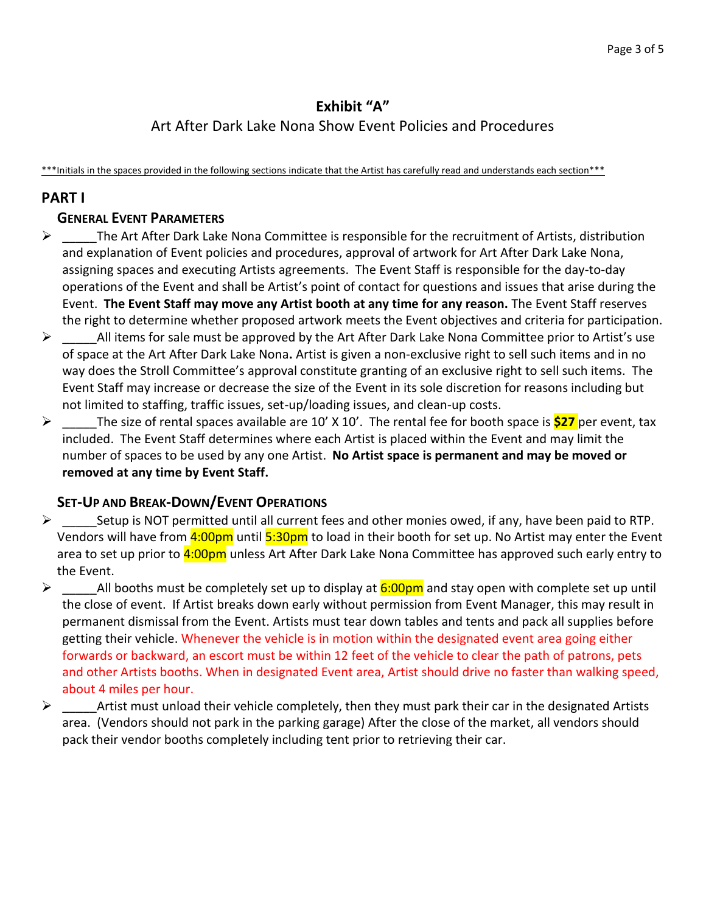# Exhibit "A"

Art After Dark Lake Nona Show Event Policies and Procedures

***Initials in the spaces provided in the following sections indicate that the Artist has carefully read and understands each section***

## PART I

### General Event Parameters

- _____The Art After Dark Lake Nona Committee is responsible for the recruitment of Artists, distribution and explanation of Event policies and procedures, approval of artwork for Art After Dark Lake Nona, assigning spaces and executing Artists agreements. The Event Staff is responsible for the day-to-day operations of the Event and shall be Artist's point of contact for questions and issues that arise during the Event. **The Event Staff may move any Artist booth at any time for any reason.** The Event Staff reserves the right to determine whether proposed artwork meets the Event objectives and criteria for participation.
- _____All items for sale must be approved by the Art After Dark Lake Nona Committee prior to Artist's use of space at the Art After Dark Lake Nona**.** Artist is given a non-exclusive right to sell such items and in no way does the Stroll Committee's approval constitute granting of an exclusive right to sell such items. The Event Staff may increase or decrease the size of the Event in its sole discretion for reasons including but not limited to staffing, traffic issues, set-up/loading issues, and clean-up costs.
- _____The size of rental spaces available are 10' X 10'. The rental fee for booth space is **$27** per event, tax included. The Event Staff determines where each Artist is placed within the Event and may limit the number of spaces to be used by any one Artist. **No Artist space is permanent and may be moved or removed at any time by Event Staff.**

### Set-Up and Break-Down/Event Operations

- _____Setup is NOT permitted until all current fees and other monies owed, if any, have been paid to RTP. Vendors will have from 4:00pm until 5:30pm to load in their booth for set up. No Artist may enter the Event area to set up prior to 4:00pm unless Art After Dark Lake Nona Committee has approved such early entry to the Event.
- _____All booths must be completely set up to display at 6:00pm and stay open with complete set up until the close of event. If Artist breaks down early without permission from Event Manager, this may result in permanent dismissal from the Event. Artists must tear down tables and tents and pack all supplies before getting their vehicle. Whenever the vehicle is in motion within the designated event area going either forwards or backward, an escort must be within 12 feet of the vehicle to clear the path of patrons, pets and other Artists booths. When in designated Event area, Artist should drive no faster than walking speed, about 4 miles per hour.
- _____Artist must unload their vehicle completely, then they must park their car in the designated Artists area. (Vendors should not park in the parking garage) After the close of the market, all vendors should pack their vendor booths completely including tent prior to retrieving their car.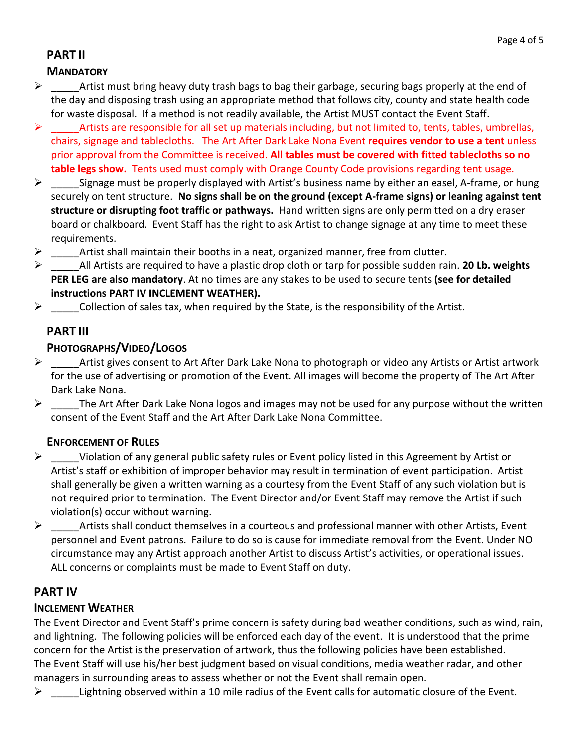## PART II

### MANDATORY

- _____Artist must bring heavy duty trash bags to bag their garbage, securing bags properly at the end of the day and disposing trash using an appropriate method that follows city, county and state health code for waste disposal. If a method is not readily available, the Artist MUST contact the Event Staff.
- _____Artists are responsible for all set up materials including, but not limited to, tents, tables, umbrellas, chairs, signage and tablecloths. The Art After Dark Lake Nona Event **requires vendor to use a tent** unless prior approval from the Committee is received. **All tables must be covered with fitted tablecloths so no table legs show.** Tents used must comply with Orange County Code provisions regarding tent usage.
- _____Signage must be properly displayed with Artist's business name by either an easel, A-frame, or hung securely on tent structure. **No signs shall be on the ground (except A-frame signs) or leaning against tent structure or disrupting foot traffic or pathways.** Hand written signs are only permitted on a dry eraser board or chalkboard. Event Staff has the right to ask Artist to change signage at any time to meet these requirements.
- _____Artist shall maintain their booths in a neat, organized manner, free from clutter.
- _____All Artists are required to have a plastic drop cloth or tarp for possible sudden rain. **20 Lb. weights PER LEG are also mandatory**. At no times are any stakes to be used to secure tents **(see for detailed instructions PART IV INCLEMENT WEATHER).**
- _____Collection of sales tax, when required by the State, is the responsibility of the Artist.

## PART III

### PHOTOGRAPHS/VIDEO/LOGOS

- _____Artist gives consent to Art After Dark Lake Nona to photograph or video any Artists or Artist artwork for the use of advertising or promotion of the Event. All images will become the property of The Art After Dark Lake Nona.
- _____The Art After Dark Lake Nona logos and images may not be used for any purpose without the written consent of the Event Staff and the Art After Dark Lake Nona Committee.

### ENFORCEMENT OF RULES

- _____Violation of any general public safety rules or Event policy listed in this Agreement by Artist or Artist's staff or exhibition of improper behavior may result in termination of event participation. Artist shall generally be given a written warning as a courtesy from the Event Staff of any such violation but is not required prior to termination. The Event Director and/or Event Staff may remove the Artist if such violation(s) occur without warning.
- _____Artists shall conduct themselves in a courteous and professional manner with other Artists, Event personnel and Event patrons. Failure to do so is cause for immediate removal from the Event. Under NO circumstance may any Artist approach another Artist to discuss Artist's activities, or operational issues. ALL concerns or complaints must be made to Event Staff on duty.

## PART IV

### INCLEMENT WEATHER

The Event Director and Event Staff's prime concern is safety during bad weather conditions, such as wind, rain, and lightning. The following policies will be enforced each day of the event. It is understood that the prime concern for the Artist is the preservation of artwork, thus the following policies have been established. The Event Staff will use his/her best judgment based on visual conditions, media weather radar, and other managers in surrounding areas to assess whether or not the Event shall remain open.

- _____Lightning observed within a 10 mile radius of the Event calls for automatic closure of the Event.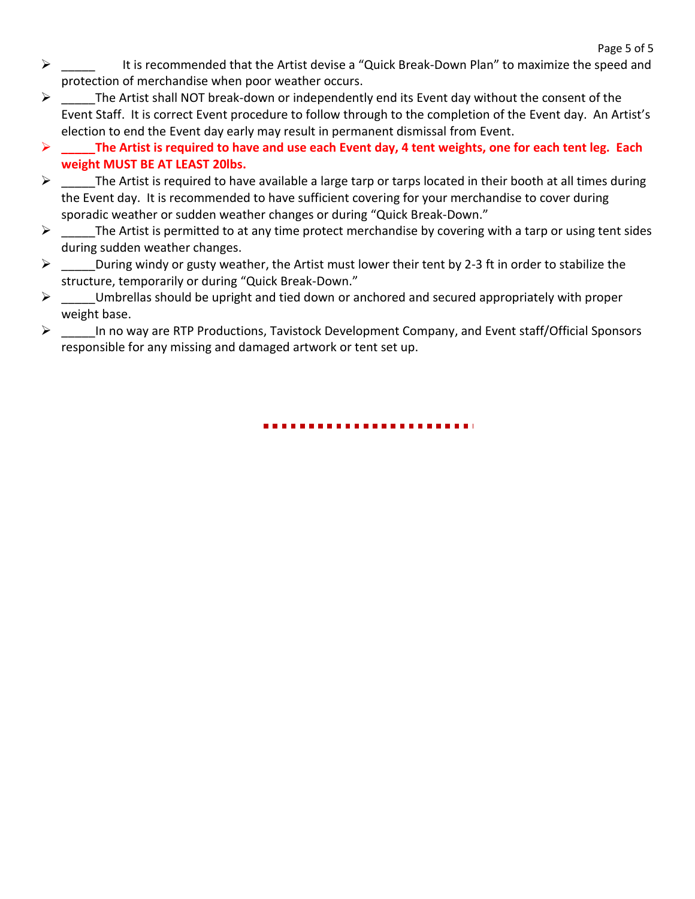- _____ It is recommended that the Artist devise a "Quick Break-Down Plan" to maximize the speed and protection of merchandise when poor weather occurs.
- _____The Artist shall NOT break-down or independently end its Event day without the consent of the Event Staff. It is correct Event procedure to follow through to the completion of the Event day. An Artist's election to end the Event day early may result in permanent dismissal from Event.
- **_____The Artist is required to have and use each Event day, 4 tent weights, one for each tent leg. Each weight MUST BE AT LEAST 20lbs.**
- _____The Artist is required to have available a large tarp or tarps located in their booth at all times during the Event day. It is recommended to have sufficient covering for your merchandise to cover during sporadic weather or sudden weather changes or during "Quick Break-Down."
- _____The Artist is permitted to at any time protect merchandise by covering with a tarp or using tent sides during sudden weather changes.
- _____During windy or gusty weather, the Artist must lower their tent by 2-3 ft in order to stabilize the structure, temporarily or during "Quick Break-Down."
- _____Umbrellas should be upright and tied down or anchored and secured appropriately with proper weight base.
- _____In no way are RTP Productions, Tavistock Development Company, and Event staff/Official Sponsors responsible for any missing and damaged artwork or tent set up.